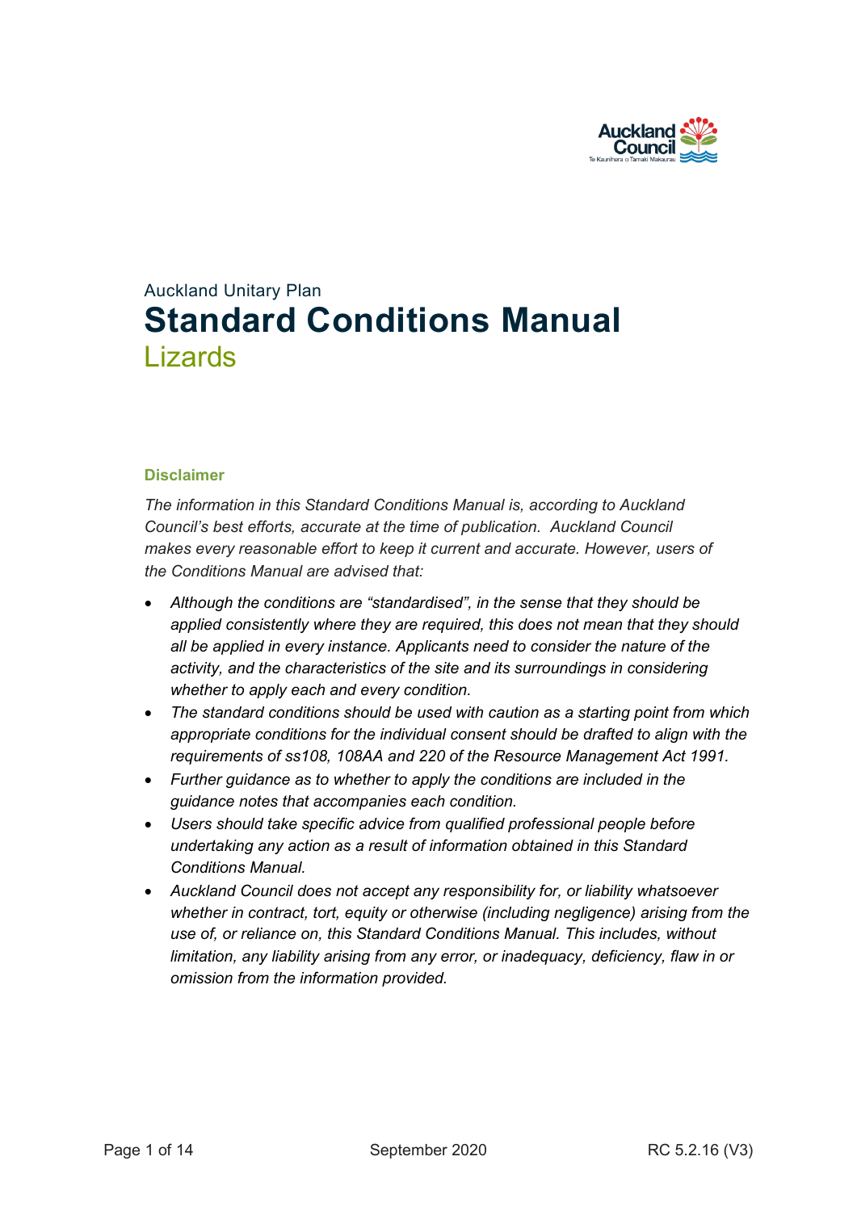Auckland Unitary Plan

# Standard Conditions Manual

## Lizards

### Disclaimer

*The information in this Standard Conditions Manual is, according to Auckland Council's best efforts, accurate at the time of publication. Auckland Council makes every reasonable effort to keep it current and accurate. However, users of the Conditions Manual are advised that:*

- *Although the conditions are "standardised", in the sense that they should be applied consistently where they are required, this does not mean that they should all be applied in every instance. Applicants need to consider the nature of the activity, and the characteristics of the site and its surroundings in considering whether to apply each and every condition.*
- *The standard conditions should be used with caution as a starting point from which appropriate conditions for the individual consent should be drafted to align with the requirements of ss108, 108AA and 220 of the Resource Management Act 1991.*
- *Further guidance as to whether to apply the conditions are included in the guidance notes that accompanies each condition.*
- *Users should take specific advice from qualified professional people before undertaking any action as a result of information obtained in this Standard Conditions Manual.*
- *Auckland Council does not accept any responsibility for, or liability whatsoever whether in contract, tort, equity or otherwise (including negligence) arising from the use of, or reliance on, this Standard Conditions Manual. This includes, without limitation, any liability arising from any error, or inadequacy, deficiency, flaw in or omission from the information provided.*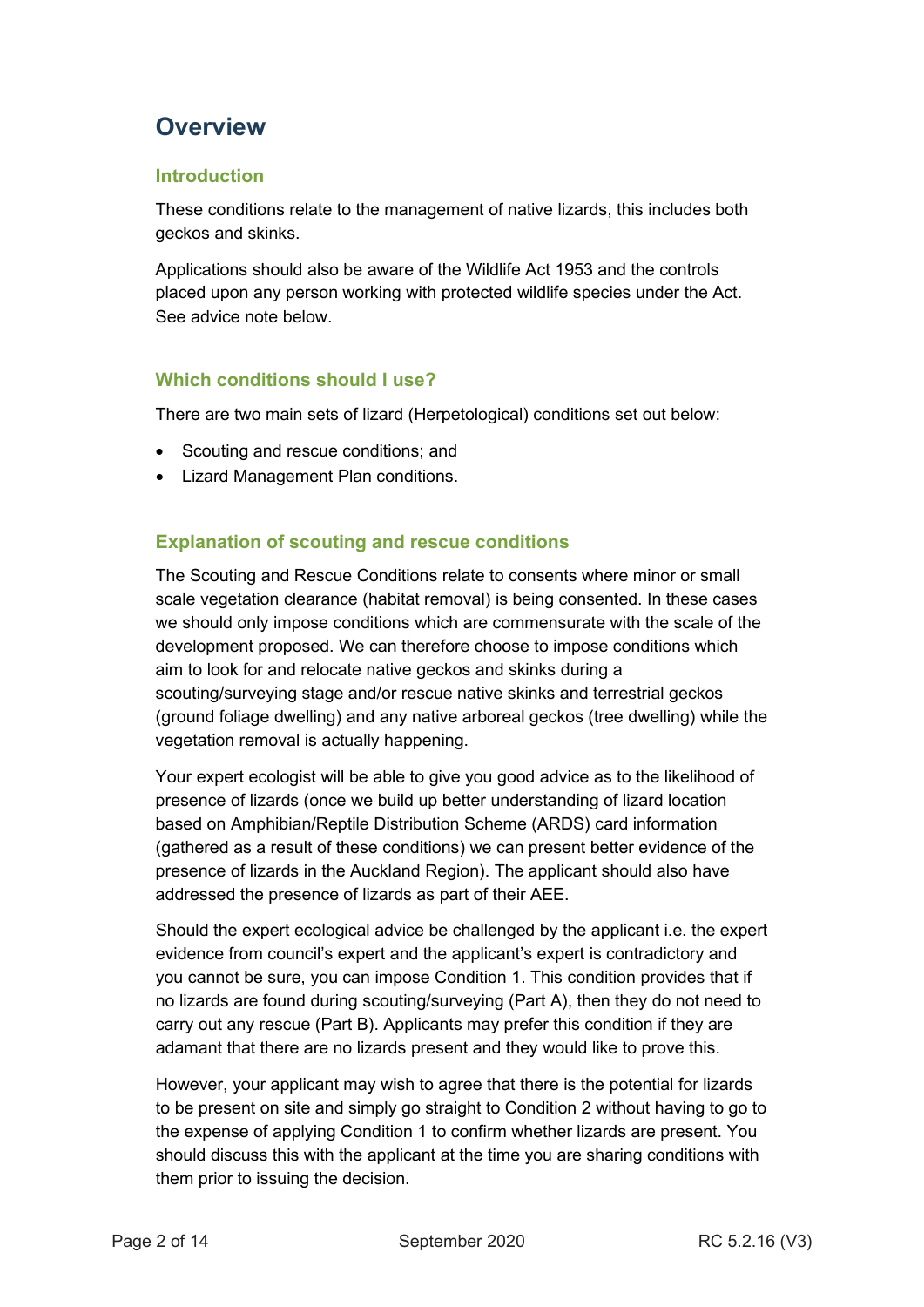# Overview

## Introduction

These conditions relate to the management of native lizards, this includes both geckos and skinks.

Applications should also be aware of the Wildlife Act 1953 and the controls placed upon any person working with protected wildlife species under the Act. See advice note below.

## Which conditions should I use?

There are two main sets of lizard (Herpetological) conditions set out below:

- Scouting and rescue conditions; and
- Lizard Management Plan conditions.

## Explanation of scouting and rescue conditions

The Scouting and Rescue Conditions relate to consents where minor or small scale vegetation clearance (habitat removal) is being consented. In these cases we should only impose conditions which are commensurate with the scale of the development proposed. We can therefore choose to impose conditions which aim to look for and relocate native geckos and skinks during a scouting/surveying stage and/or rescue native skinks and terrestrial geckos (ground foliage dwelling) and any native arboreal geckos (tree dwelling) while the vegetation removal is actually happening.

Your expert ecologist will be able to give you good advice as to the likelihood of presence of lizards (once we build up better understanding of lizard location based on Amphibian/Reptile Distribution Scheme (ARDS) card information (gathered as a result of these conditions) we can present better evidence of the presence of lizards in the Auckland Region). The applicant should also have addressed the presence of lizards as part of their AEE.

Should the expert ecological advice be challenged by the applicant i.e. the expert evidence from council's expert and the applicant's expert is contradictory and you cannot be sure, you can impose Condition 1. This condition provides that if no lizards are found during scouting/surveying (Part A), then they do not need to carry out any rescue (Part B). Applicants may prefer this condition if they are adamant that there are no lizards present and they would like to prove this.

However, your applicant may wish to agree that there is the potential for lizards to be present on site and simply go straight to Condition 2 without having to go to the expense of applying Condition 1 to confirm whether lizards are present. You should discuss this with the applicant at the time you are sharing conditions with them prior to issuing the decision.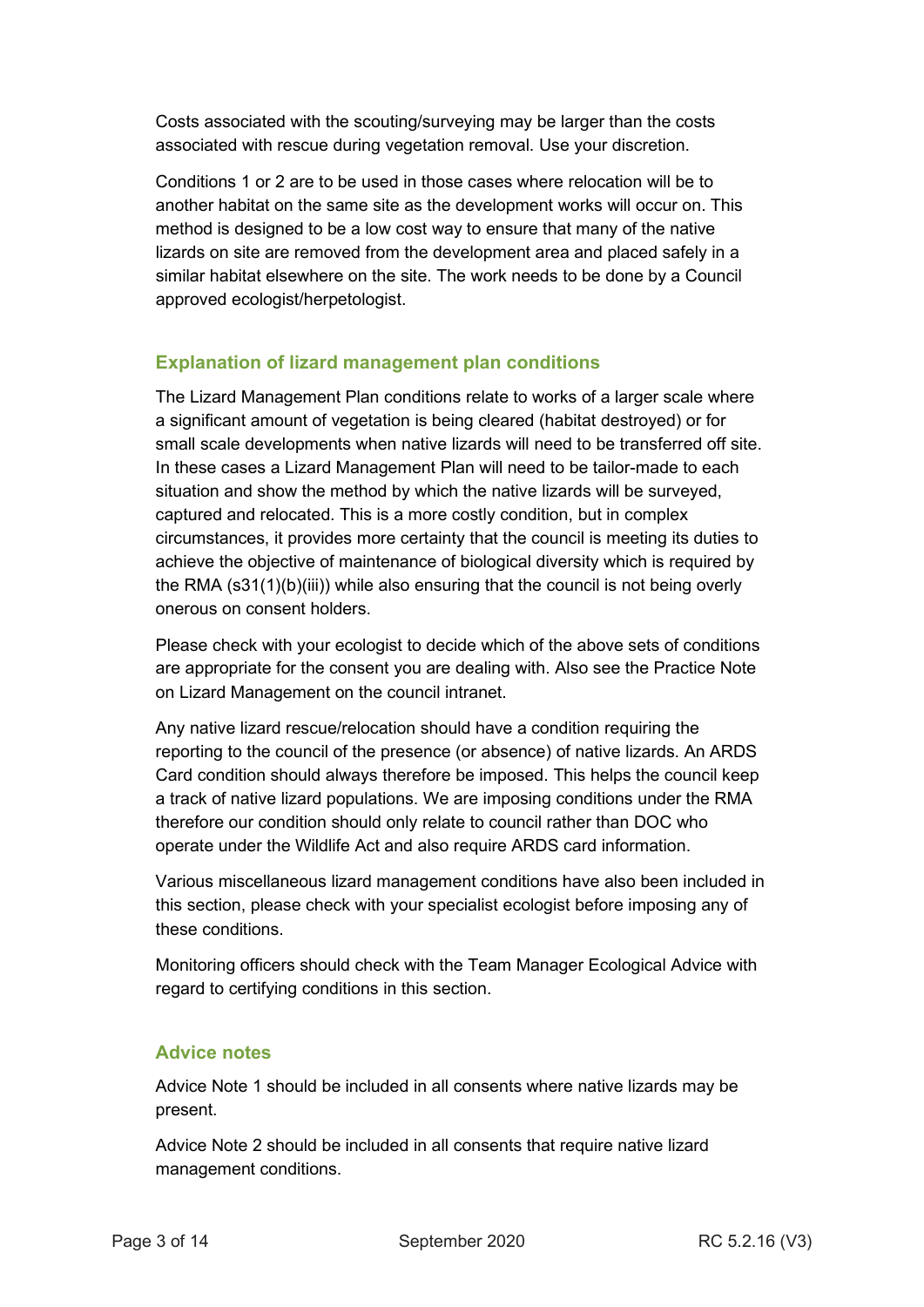Costs associated with the scouting/surveying may be larger than the costs associated with rescue during vegetation removal. Use your discretion.

Conditions 1 or 2 are to be used in those cases where relocation will be to another habitat on the same site as the development works will occur on. This method is designed to be a low cost way to ensure that many of the native lizards on site are removed from the development area and placed safely in a similar habitat elsewhere on the site. The work needs to be done by a Council approved ecologist/herpetologist.

## Explanation of lizard management plan conditions

The Lizard Management Plan conditions relate to works of a larger scale where a significant amount of vegetation is being cleared (habitat destroyed) or for small scale developments when native lizards will need to be transferred off site. In these cases a Lizard Management Plan will need to be tailor-made to each situation and show the method by which the native lizards will be surveyed, captured and relocated. This is a more costly condition, but in complex circumstances, it provides more certainty that the council is meeting its duties to achieve the objective of maintenance of biological diversity which is required by the RMA (s31(1)(b)(iii)) while also ensuring that the council is not being overly onerous on consent holders.

Please check with your ecologist to decide which of the above sets of conditions are appropriate for the consent you are dealing with. Also see the Practice Note on Lizard Management on the council intranet.

Any native lizard rescue/relocation should have a condition requiring the reporting to the council of the presence (or absence) of native lizards. An ARDS Card condition should always therefore be imposed. This helps the council keep a track of native lizard populations. We are imposing conditions under the RMA therefore our condition should only relate to council rather than DOC who operate under the Wildlife Act and also require ARDS card information.

Various miscellaneous lizard management conditions have also been included in this section, please check with your specialist ecologist before imposing any of these conditions.

Monitoring officers should check with the Team Manager Ecological Advice with regard to certifying conditions in this section.

## Advice notes

Advice Note 1 should be included in all consents where native lizards may be present.

Advice Note 2 should be included in all consents that require native lizard management conditions.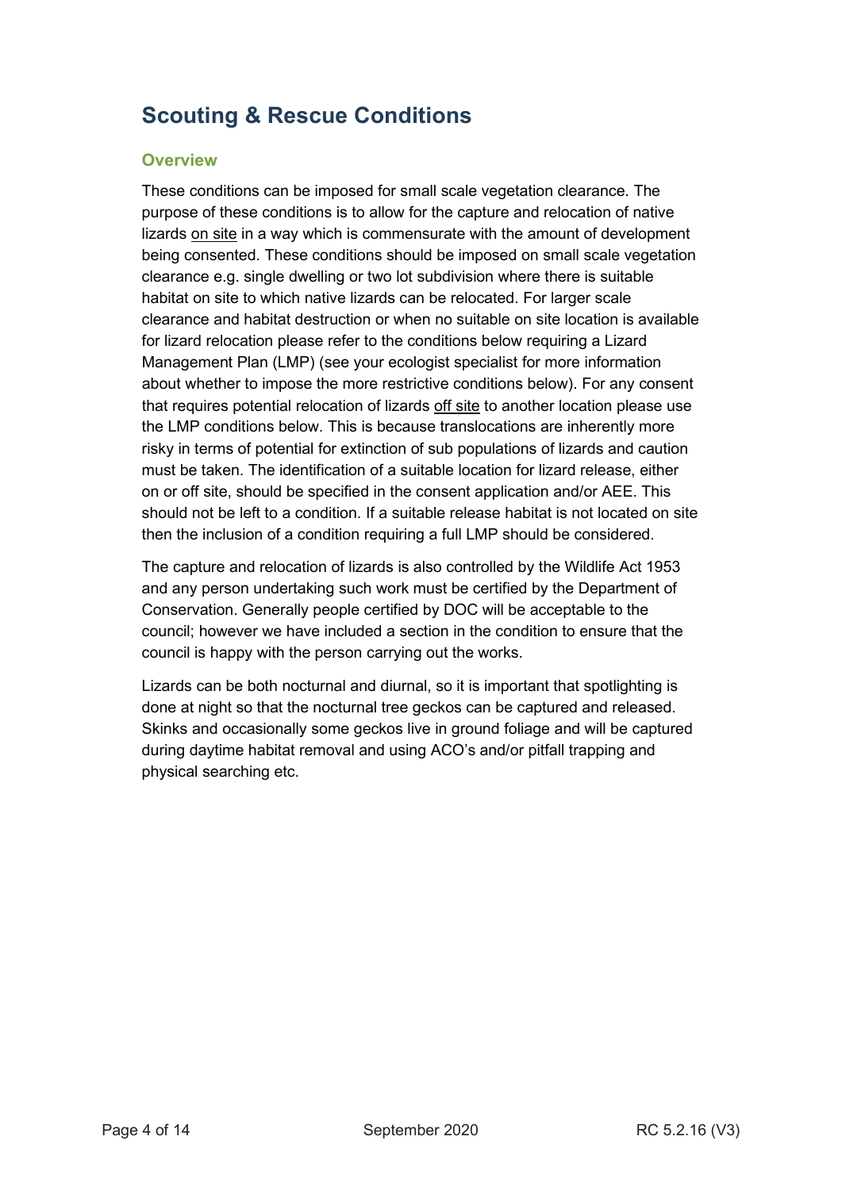# Scouting & Rescue Conditions

## Overview

These conditions can be imposed for small scale vegetation clearance. The purpose of these conditions is to allow for the capture and relocation of native lizards on site in a way which is commensurate with the amount of development being consented. These conditions should be imposed on small scale vegetation clearance e.g. single dwelling or two lot subdivision where there is suitable habitat on site to which native lizards can be relocated. For larger scale clearance and habitat destruction or when no suitable on site location is available for lizard relocation please refer to the conditions below requiring a Lizard Management Plan (LMP) (see your ecologist specialist for more information about whether to impose the more restrictive conditions below). For any consent that requires potential relocation of lizards off site to another location please use the LMP conditions below. This is because translocations are inherently more risky in terms of potential for extinction of sub populations of lizards and caution must be taken. The identification of a suitable location for lizard release, either on or off site, should be specified in the consent application and/or AEE. This should not be left to a condition. If a suitable release habitat is not located on site then the inclusion of a condition requiring a full LMP should be considered.

The capture and relocation of lizards is also controlled by the Wildlife Act 1953 and any person undertaking such work must be certified by the Department of Conservation. Generally people certified by DOC will be acceptable to the council; however we have included a section in the condition to ensure that the council is happy with the person carrying out the works.

Lizards can be both nocturnal and diurnal, so it is important that spotlighting is done at night so that the nocturnal tree geckos can be captured and released. Skinks and occasionally some geckos live in ground foliage and will be captured during daytime habitat removal and using ACO's and/or pitfall trapping and physical searching etc.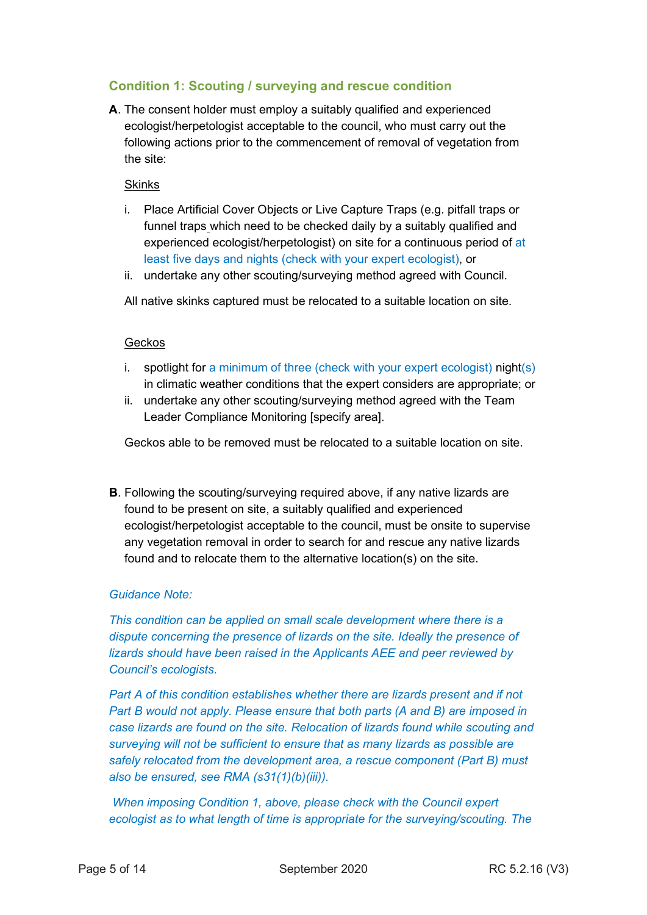### Condition 1: Scouting / surveying and rescue condition

**A**. The consent holder must employ a suitably qualified and experienced ecologist/herpetologist acceptable to the council, who must carry out the following actions prior to the commencement of removal of vegetation from the site:

Skinks

i. Place Artificial Cover Objects or Live Capture Traps (e.g. pitfall traps or funnel traps which need to be checked daily by a suitably qualified and experienced ecologist/herpetologist) on site for a continuous period of at least five days and nights (check with your expert ecologist), or
ii. undertake any other scouting/surveying method agreed with Council.

All native skinks captured must be relocated to a suitable location on site.

Geckos

i. spotlight for a minimum of three (check with your expert ecologist) night(s) in climatic weather conditions that the expert considers are appropriate; or
ii. undertake any other scouting/surveying method agreed with the Team Leader Compliance Monitoring [specify area].

Geckos able to be removed must be relocated to a suitable location on site.

**B**. Following the scouting/surveying required above, if any native lizards are found to be present on site, a suitably qualified and experienced ecologist/herpetologist acceptable to the council, must be onsite to supervise any vegetation removal in order to search for and rescue any native lizards found and to relocate them to the alternative location(s) on the site.

*Guidance Note:*

*This condition can be applied on small scale development where there is a dispute concerning the presence of lizards on the site. Ideally the presence of lizards should have been raised in the Applicants AEE and peer reviewed by Council's ecologists.*

*Part A of this condition establishes whether there are lizards present and if not Part B would not apply. Please ensure that both parts (A and B) are imposed in case lizards are found on the site. Relocation of lizards found while scouting and surveying will not be sufficient to ensure that as many lizards as possible are safely relocated from the development area, a rescue component (Part B) must also be ensured, see RMA (s31(1)(b)(iii)).*

*When imposing Condition 1, above, please check with the Council expert ecologist as to what length of time is appropriate for the surveying/scouting. The*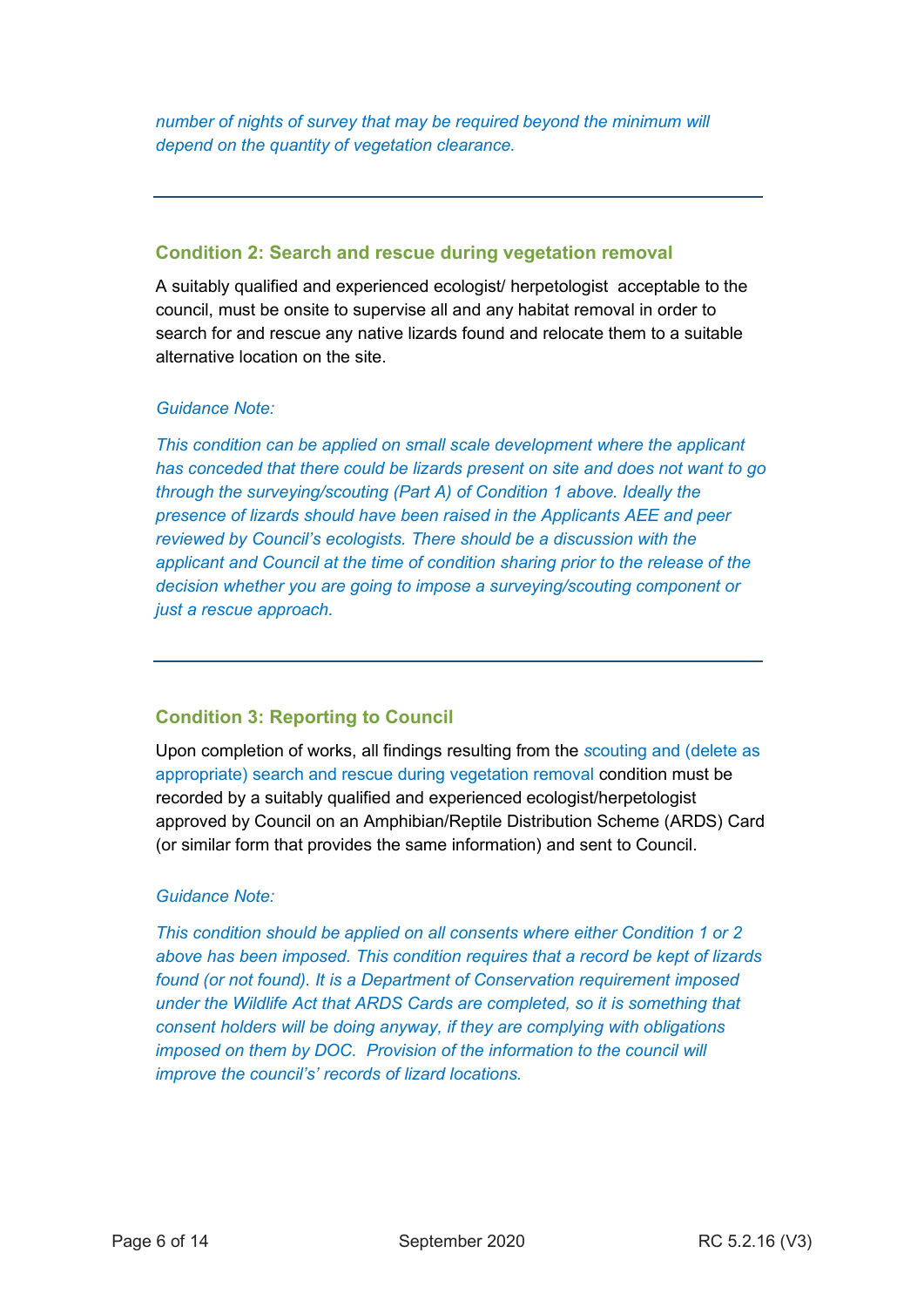*number of nights of survey that may be required beyond the minimum will depend on the quantity of vegetation clearance.*

---

### Condition 2: Search and rescue during vegetation removal

A suitably qualified and experienced ecologist/ herpetologist acceptable to the council, must be onsite to supervise all and any habitat removal in order to search for and rescue any native lizards found and relocate them to a suitable alternative location on the site.

*Guidance Note:*

*This condition can be applied on small scale development where the applicant has conceded that there could be lizards present on site and does not want to go through the surveying/scouting (Part A) of Condition 1 above. Ideally the presence of lizards should have been raised in the Applicants AEE and peer reviewed by Council's ecologists. There should be a discussion with the applicant and Council at the time of condition sharing prior to the release of the decision whether you are going to impose a surveying/scouting component or just a rescue approach.*

---

### Condition 3: Reporting to Council

Upon completion of works, all findings resulting from the scouting and (delete as appropriate) search and rescue during vegetation removal condition must be recorded by a suitably qualified and experienced ecologist/herpetologist approved by Council on an Amphibian/Reptile Distribution Scheme (ARDS) Card (or similar form that provides the same information) and sent to Council.

*Guidance Note:*

*This condition should be applied on all consents where either Condition 1 or 2 above has been imposed. This condition requires that a record be kept of lizards found (or not found). It is a Department of Conservation requirement imposed under the Wildlife Act that ARDS Cards are completed, so it is something that consent holders will be doing anyway, if they are complying with obligations imposed on them by DOC. Provision of the information to the council will improve the council's' records of lizard locations.*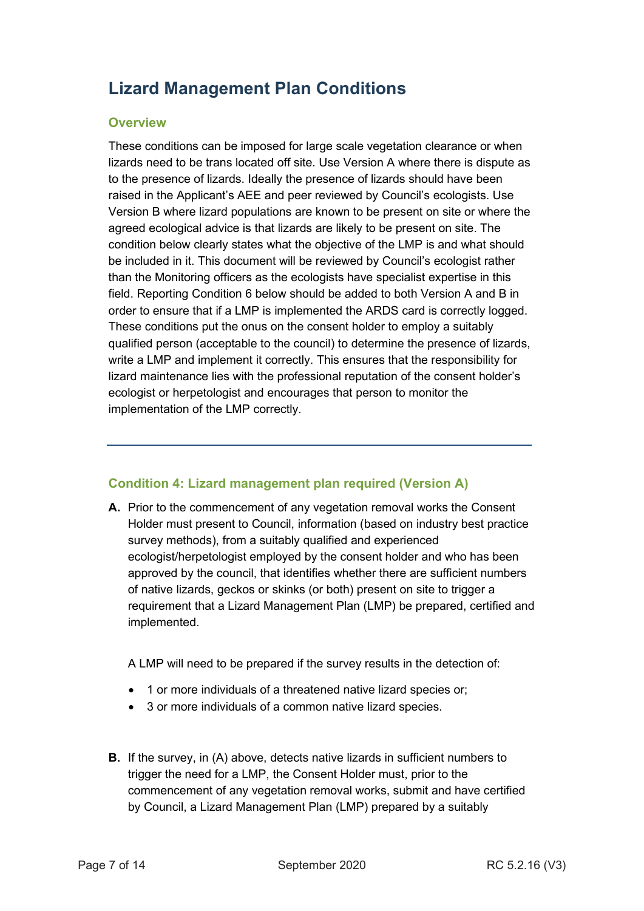# Lizard Management Plan Conditions

## Overview

These conditions can be imposed for large scale vegetation clearance or when lizards need to be trans located off site. Use Version A where there is dispute as to the presence of lizards. Ideally the presence of lizards should have been raised in the Applicant's AEE and peer reviewed by Council's ecologists. Use Version B where lizard populations are known to be present on site or where the agreed ecological advice is that lizards are likely to be present on site. The condition below clearly states what the objective of the LMP is and what should be included in it. This document will be reviewed by Council's ecologist rather than the Monitoring officers as the ecologists have specialist expertise in this field. Reporting Condition 6 below should be added to both Version A and B in order to ensure that if a LMP is implemented the ARDS card is correctly logged. These conditions put the onus on the consent holder to employ a suitably qualified person (acceptable to the council) to determine the presence of lizards, write a LMP and implement it correctly. This ensures that the responsibility for lizard maintenance lies with the professional reputation of the consent holder's ecologist or herpetologist and encourages that person to monitor the implementation of the LMP correctly.

---

## Condition 4: Lizard management plan required (Version A)

**A.** Prior to the commencement of any vegetation removal works the Consent Holder must present to Council, information (based on industry best practice survey methods), from a suitably qualified and experienced ecologist/herpetologist employed by the consent holder and who has been approved by the council, that identifies whether there are sufficient numbers of native lizards, geckos or skinks (or both) present on site to trigger a requirement that a Lizard Management Plan (LMP) be prepared, certified and implemented.

A LMP will need to be prepared if the survey results in the detection of:

- 1 or more individuals of a threatened native lizard species or;
- 3 or more individuals of a common native lizard species.

**B.** If the survey, in (A) above, detects native lizards in sufficient numbers to trigger the need for a LMP, the Consent Holder must, prior to the commencement of any vegetation removal works, submit and have certified by Council, a Lizard Management Plan (LMP) prepared by a suitably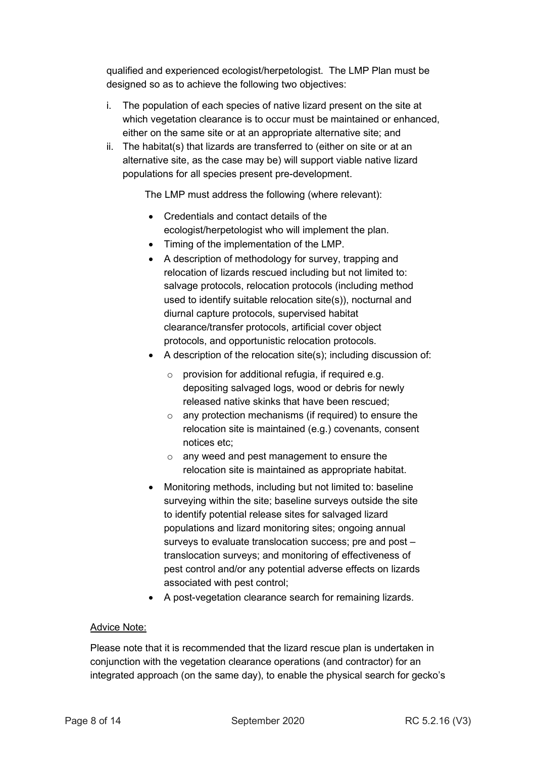qualified and experienced ecologist/herpetologist. The LMP Plan must be designed so as to achieve the following two objectives:

i. The population of each species of native lizard present on the site at which vegetation clearance is to occur must be maintained or enhanced, either on the same site or at an appropriate alternative site; and
ii. The habitat(s) that lizards are transferred to (either on site or at an alternative site, as the case may be) will support viable native lizard populations for all species present pre-development.

The LMP must address the following (where relevant):

- Credentials and contact details of the ecologist/herpetologist who will implement the plan.
- Timing of the implementation of the LMP.
- A description of methodology for survey, trapping and relocation of lizards rescued including but not limited to: salvage protocols, relocation protocols (including method used to identify suitable relocation site(s)), nocturnal and diurnal capture protocols, supervised habitat clearance/transfer protocols, artificial cover object protocols, and opportunistic relocation protocols.
- A description of the relocation site(s); including discussion of:
  - provision for additional refugia, if required e.g. depositing salvaged logs, wood or debris for newly released native skinks that have been rescued;
  - any protection mechanisms (if required) to ensure the relocation site is maintained (e.g.) covenants, consent notices etc;
  - any weed and pest management to ensure the relocation site is maintained as appropriate habitat.
- Monitoring methods, including but not limited to: baseline surveying within the site; baseline surveys outside the site to identify potential release sites for salvaged lizard populations and lizard monitoring sites; ongoing annual surveys to evaluate translocation success; pre and post – translocation surveys; and monitoring of effectiveness of pest control and/or any potential adverse effects on lizards associated with pest control;
- A post-vegetation clearance search for remaining lizards.

<u>Advice Note:</u>

Please note that it is recommended that the lizard rescue plan is undertaken in conjunction with the vegetation clearance operations (and contractor) for an integrated approach (on the same day), to enable the physical search for gecko's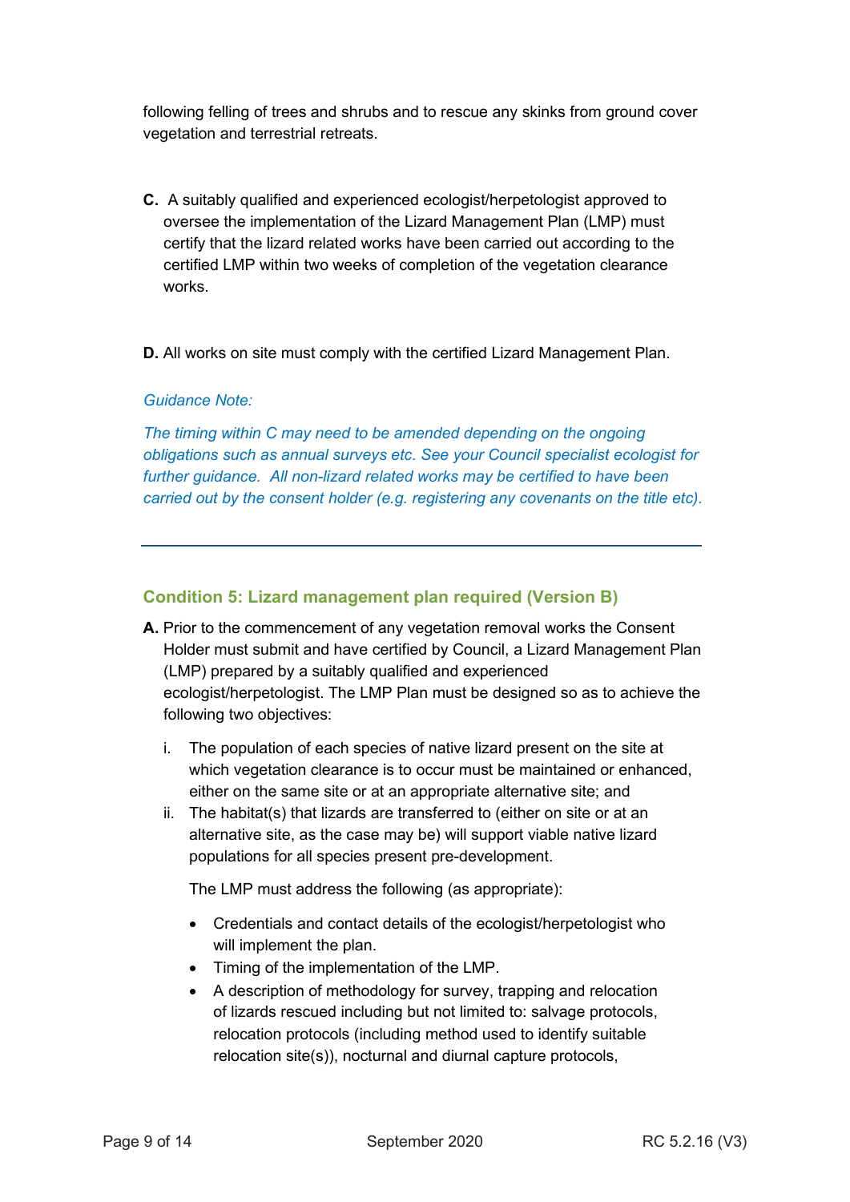following felling of trees and shrubs and to rescue any skinks from ground cover vegetation and terrestrial retreats.

**C.** A suitably qualified and experienced ecologist/herpetologist approved to oversee the implementation of the Lizard Management Plan (LMP) must certify that the lizard related works have been carried out according to the certified LMP within two weeks of completion of the vegetation clearance works.

**D.** All works on site must comply with the certified Lizard Management Plan.

*Guidance Note:*

*The timing within C may need to be amended depending on the ongoing obligations such as annual surveys etc. See your Council specialist ecologist for further guidance. All non-lizard related works may be certified to have been carried out by the consent holder (e.g. registering any covenants on the title etc).*

---

### Condition 5: Lizard management plan required (Version B)

**A.** Prior to the commencement of any vegetation removal works the Consent Holder must submit and have certified by Council, a Lizard Management Plan (LMP) prepared by a suitably qualified and experienced ecologist/herpetologist. The LMP Plan must be designed so as to achieve the following two objectives:

i. The population of each species of native lizard present on the site at which vegetation clearance is to occur must be maintained or enhanced, either on the same site or at an appropriate alternative site; and

ii. The habitat(s) that lizards are transferred to (either on site or at an alternative site, as the case may be) will support viable native lizard populations for all species present pre-development.

The LMP must address the following (as appropriate):

- Credentials and contact details of the ecologist/herpetologist who will implement the plan.
- Timing of the implementation of the LMP.
- A description of methodology for survey, trapping and relocation of lizards rescued including but not limited to: salvage protocols, relocation protocols (including method used to identify suitable relocation site(s)), nocturnal and diurnal capture protocols,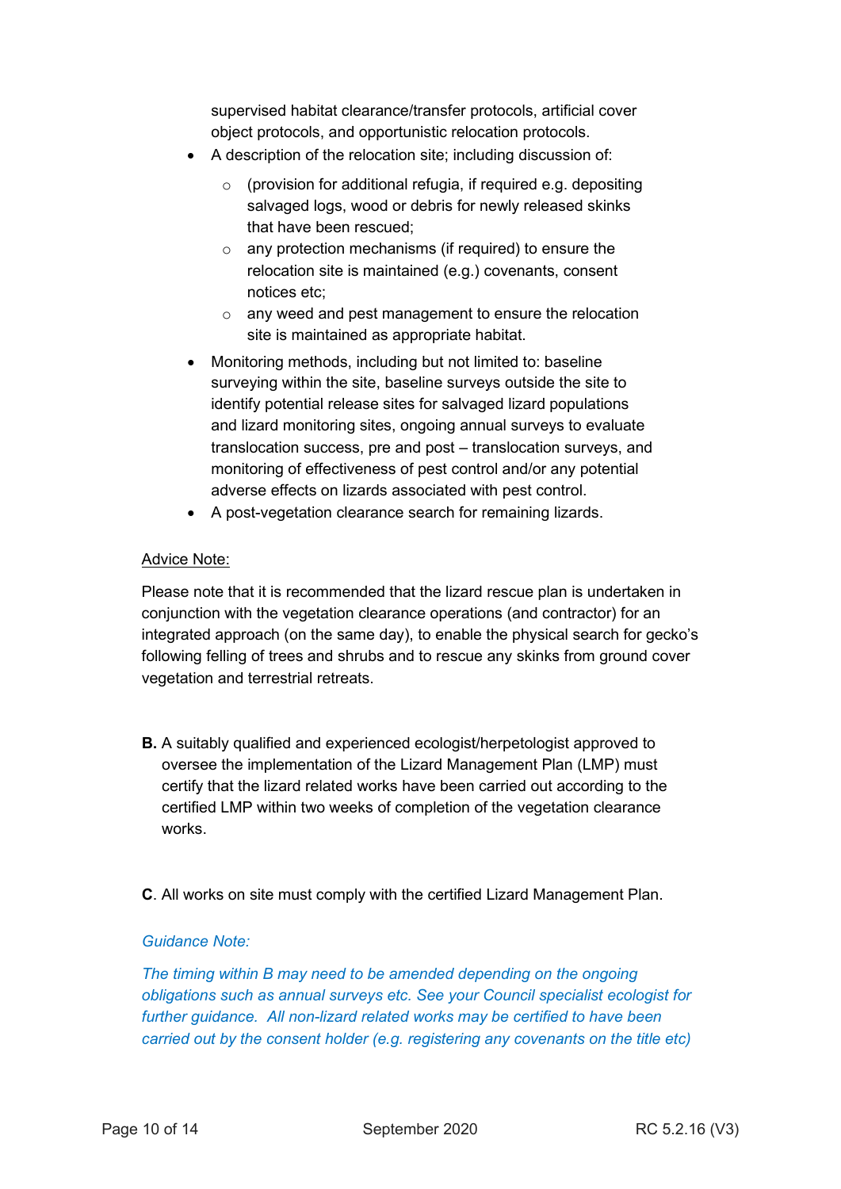supervised habitat clearance/transfer protocols, artificial cover object protocols, and opportunistic relocation protocols.

- A description of the relocation site; including discussion of:
  - (provision for additional refugia, if required e.g. depositing salvaged logs, wood or debris for newly released skinks that have been rescued;
  - any protection mechanisms (if required) to ensure the relocation site is maintained (e.g.) covenants, consent notices etc;
  - any weed and pest management to ensure the relocation site is maintained as appropriate habitat.
- Monitoring methods, including but not limited to: baseline surveying within the site, baseline surveys outside the site to identify potential release sites for salvaged lizard populations and lizard monitoring sites, ongoing annual surveys to evaluate translocation success, pre and post – translocation surveys, and monitoring of effectiveness of pest control and/or any potential adverse effects on lizards associated with pest control.
- A post-vegetation clearance search for remaining lizards.

<u>Advice Note:</u>

Please note that it is recommended that the lizard rescue plan is undertaken in conjunction with the vegetation clearance operations (and contractor) for an integrated approach (on the same day), to enable the physical search for gecko's following felling of trees and shrubs and to rescue any skinks from ground cover vegetation and terrestrial retreats.

**B.** A suitably qualified and experienced ecologist/herpetologist approved to oversee the implementation of the Lizard Management Plan (LMP) must certify that the lizard related works have been carried out according to the certified LMP within two weeks of completion of the vegetation clearance works.

**C**. All works on site must comply with the certified Lizard Management Plan.

*Guidance Note:*

*The timing within B may need to be amended depending on the ongoing obligations such as annual surveys etc. See your Council specialist ecologist for further guidance. All non-lizard related works may be certified to have been carried out by the consent holder (e.g. registering any covenants on the title etc)*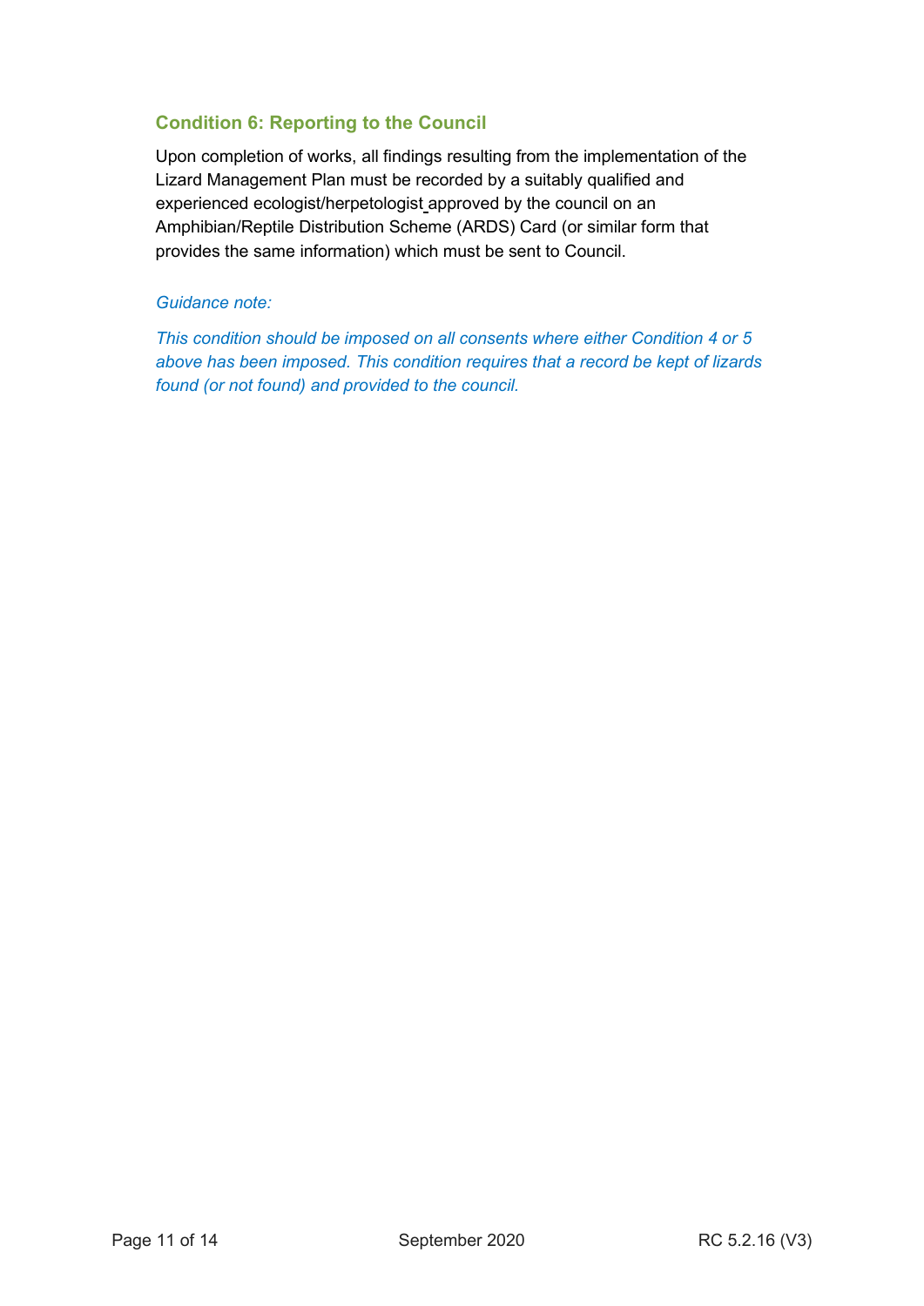### Condition 6: Reporting to the Council

Upon completion of works, all findings resulting from the implementation of the Lizard Management Plan must be recorded by a suitably qualified and experienced ecologist/herpetologist approved by the council on an Amphibian/Reptile Distribution Scheme (ARDS) Card (or similar form that provides the same information) which must be sent to Council.

*Guidance note:*

*This condition should be imposed on all consents where either Condition 4 or 5 above has been imposed. This condition requires that a record be kept of lizards found (or not found) and provided to the council.*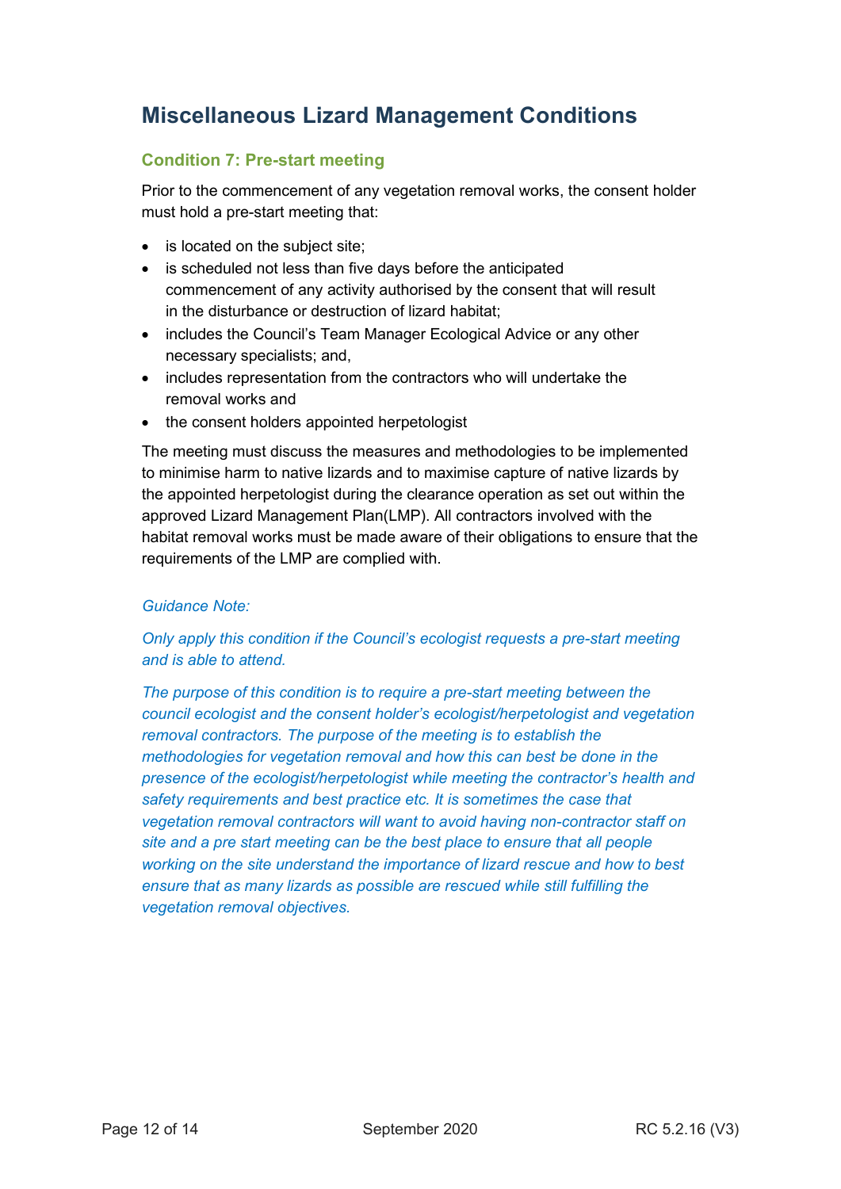# Miscellaneous Lizard Management Conditions

### Condition 7: Pre-start meeting

Prior to the commencement of any vegetation removal works, the consent holder must hold a pre-start meeting that:

- is located on the subject site;
- is scheduled not less than five days before the anticipated commencement of any activity authorised by the consent that will result in the disturbance or destruction of lizard habitat;
- includes the Council's Team Manager Ecological Advice or any other necessary specialists; and,
- includes representation from the contractors who will undertake the removal works and
- the consent holders appointed herpetologist

The meeting must discuss the measures and methodologies to be implemented to minimise harm to native lizards and to maximise capture of native lizards by the appointed herpetologist during the clearance operation as set out within the approved Lizard Management Plan(LMP). All contractors involved with the habitat removal works must be made aware of their obligations to ensure that the requirements of the LMP are complied with.

*Guidance Note:*

*Only apply this condition if the Council's ecologist requests a pre-start meeting and is able to attend.*

*The purpose of this condition is to require a pre-start meeting between the council ecologist and the consent holder's ecologist/herpetologist and vegetation removal contractors. The purpose of the meeting is to establish the methodologies for vegetation removal and how this can best be done in the presence of the ecologist/herpetologist while meeting the contractor's health and safety requirements and best practice etc. It is sometimes the case that vegetation removal contractors will want to avoid having non-contractor staff on site and a pre start meeting can be the best place to ensure that all people working on the site understand the importance of lizard rescue and how to best ensure that as many lizards as possible are rescued while still fulfilling the vegetation removal objectives.*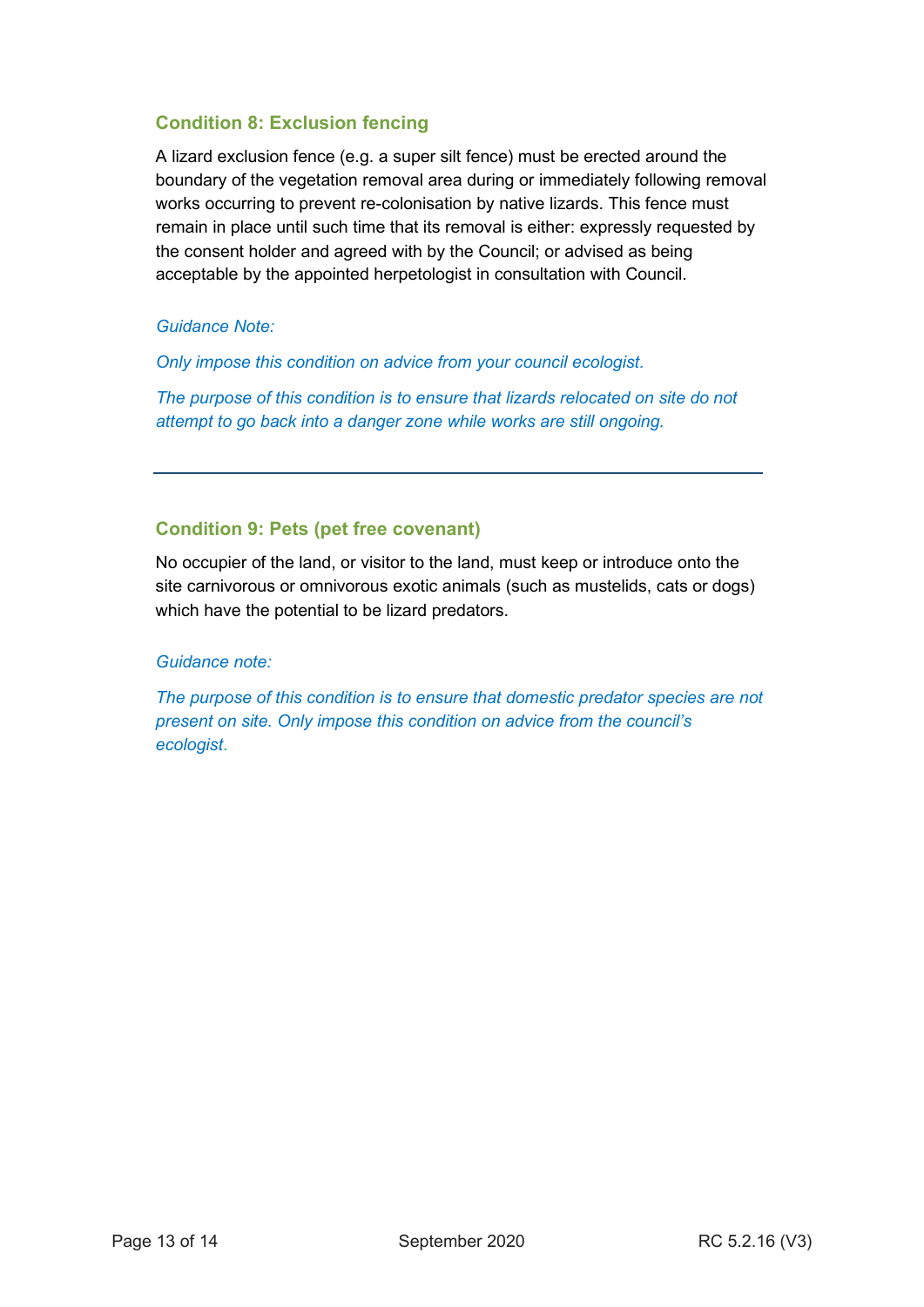### Condition 8: Exclusion fencing

A lizard exclusion fence (e.g. a super silt fence) must be erected around the boundary of the vegetation removal area during or immediately following removal works occurring to prevent re-colonisation by native lizards. This fence must remain in place until such time that its removal is either: expressly requested by the consent holder and agreed with by the Council; or advised as being acceptable by the appointed herpetologist in consultation with Council.

*Guidance Note:*

*Only impose this condition on advice from your council ecologist.*

*The purpose of this condition is to ensure that lizards relocated on site do not attempt to go back into a danger zone while works are still ongoing.*

---

### Condition 9: Pets (pet free covenant)

No occupier of the land, or visitor to the land, must keep or introduce onto the site carnivorous or omnivorous exotic animals (such as mustelids, cats or dogs) which have the potential to be lizard predators.

*Guidance note:*

*The purpose of this condition is to ensure that domestic predator species are not present on site. Only impose this condition on advice from the council's ecologist.*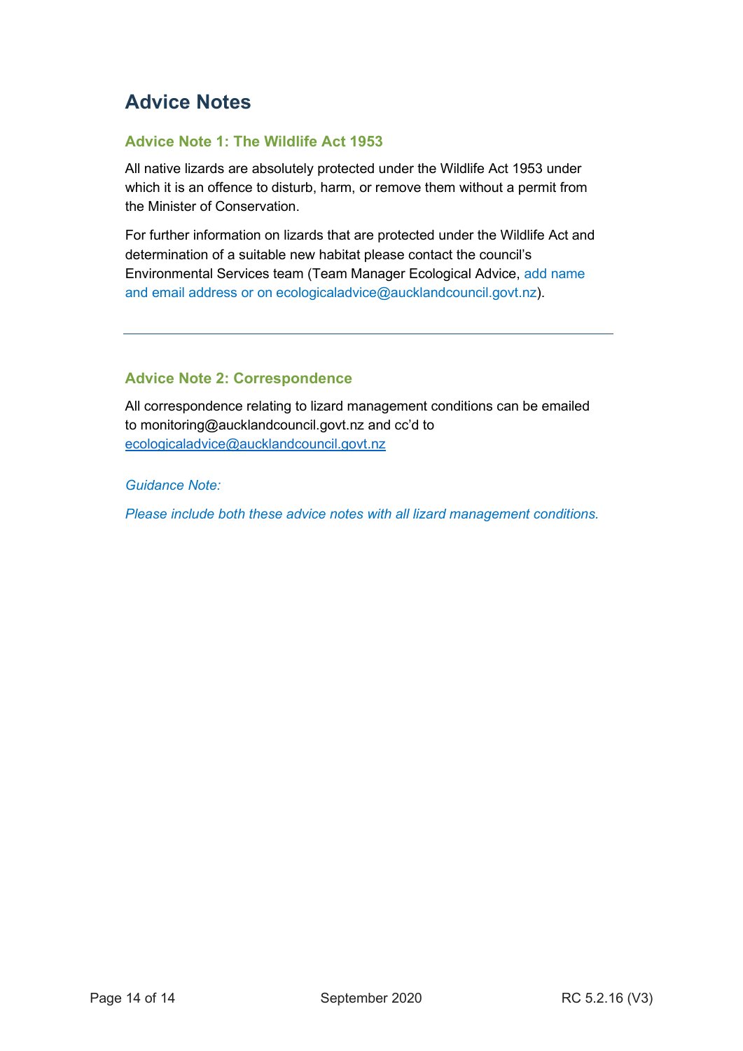# Advice Notes

## Advice Note 1: The Wildlife Act 1953

All native lizards are absolutely protected under the Wildlife Act 1953 under which it is an offence to disturb, harm, or remove them without a permit from the Minister of Conservation.

For further information on lizards that are protected under the Wildlife Act and determination of a suitable new habitat please contact the council's Environmental Services team (Team Manager Ecological Advice, add name and email address or on ecologicaladvice@aucklandcouncil.govt.nz).

---

## Advice Note 2: Correspondence

All correspondence relating to lizard management conditions can be emailed to monitoring@aucklandcouncil.govt.nz and cc'd to ecologicaladvice@aucklandcouncil.govt.nz

*Guidance Note:*

*Please include both these advice notes with all lizard management conditions.*